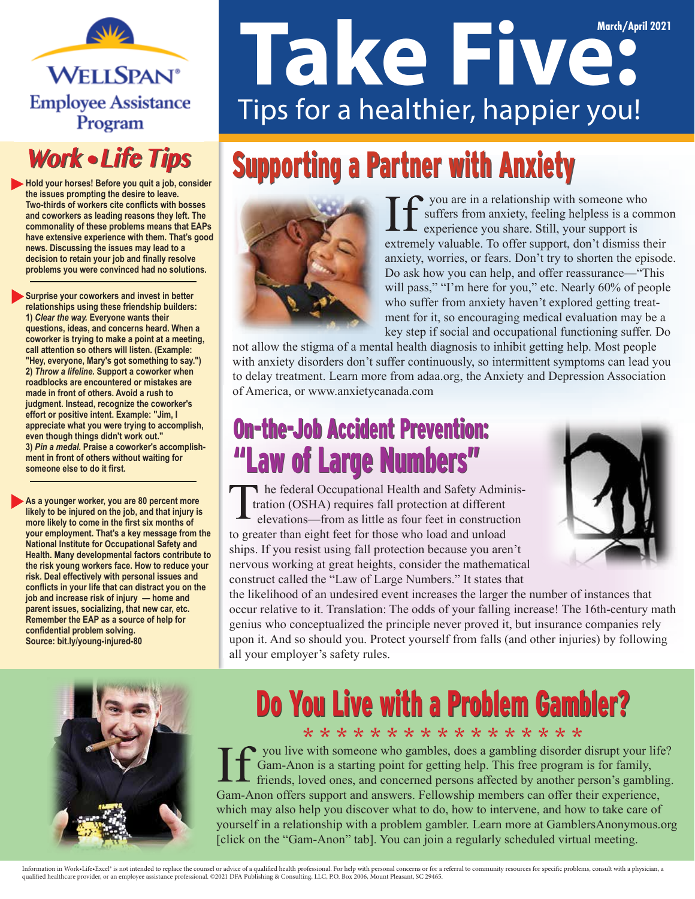WELLSPAN® Employee Assistance Program

# Take Five: Tips for a healthier, happier you!

March/April 2021

## Supporting a Partner with Anxiety

If you are in a relationship with someone who suffers from anxiety, feeling helpless is a common experience you share. Still, your support is extremely valuable. To offer support, don't dismiss their anxiety, worries, or fears. Don't try to shorten the episode. Do ask how you can help, and offer reassurance—"This will pass," "I'm here for you," etc. Nearly 60% of people who suffer from anxiety haven't explored getting treatment for it, so encouraging medical evaluation may be a key step if social and occupational functioning suffer. Do not allow the stigma of a mental health diagnosis to inhibit getting help. Most people with anxiety disorders don't suffer continuously, so intermittent symptoms can lead you to delay treatment. Learn more from adaa.org, the Anxiety and Depression Association of America, or www.anxietycanada.com

## On-the-Job Accident Prevention: "Law of Large Numbers"

The federal Occupational Health and Safety Administration (OSHA) requires fall protection at different elevations—from as little as four feet in construction to greater than eight feet for those who load and unload ships. If you resist using fall protection because you aren't nervous working at great heights, consider the mathematical construct called the "Law of Large Numbers." It states that the likelihood of an undesired event increases the larger the number of instances that occur relative to it. Translation: The odds of your falling increase! The 16th-century math genius who conceptualized the principle never proved it, but insurance companies rely upon it. And so should you. Protect yourself from falls (and other injuries) by following all your employer's safety rules.

## Work • Life Tips

- **Hold your horses! Before you quit a job, consider the issues prompting the desire to leave. Two-thirds of workers cite conflicts with bosses and coworkers as leading reasons they left. The commonality of these problems means that EAPs have extensive experience with them. That's good news. Discussing the issues may lead to a decision to retain your job and finally resolve problems you were convinced had no solutions.**

- **Surprise your coworkers and invest in better relationships using these friendship builders: 1) *Clear the way.* Everyone wants their questions, ideas, and concerns heard. When a coworker is trying to make a point at a meeting, call attention so others will listen. (Example: "Hey, everyone, Mary's got something to say.") 2) *Throw a lifeline.* Support a coworker when roadblocks are encountered or mistakes are made in front of others. Avoid a rush to judgment. Instead, recognize the coworker's effort or positive intent. Example: "Jim, I appreciate what you were trying to accomplish, even though things didn't work out." 3) *Pin a medal.* Praise a coworker's accomplishment in front of others without waiting for someone else to do it first.**

- **As a younger worker, you are 80 percent more likely to be injured on the job, and that injury is more likely to come in the first six months of your employment. That's a key message from the National Institute for Occupational Safety and Health. Many developmental factors contribute to the risk young workers face. How to reduce your risk. Deal effectively with personal issues and conflicts in your life that can distract you on the job and increase risk of injury — home and parent issues, socializing, that new car, etc. Remember the EAP as a source of help for confidential problem solving. Source: bit.ly/young-injured-80**

## Do You Live with a Problem Gambler?

* * * * * * * * * * * * * * * * * *

If you live with someone who gambles, does a gambling disorder disrupt your life? Gam-Anon is a starting point for getting help. This free program is for family, friends, loved ones, and concerned persons affected by another person's gambling. Gam-Anon offers support and answers. Fellowship members can offer their experience, which may also help you discover what to do, how to intervene, and how to take care of yourself in a relationship with a problem gambler. Learn more at GamblersAnonymous.org [click on the "Gam-Anon" tab]. You can join a regularly scheduled virtual meeting.

Information in Work•Life•Excel® is not intended to replace the counsel or advice of a qualified health professional. For help with personal concerns or for a referral to community resources for specific problems, consult with a physician, a qualified healthcare provider, or an employee assistance professional. ©2021 DFA Publishing & Consulting, LLC, P.O. Box 2006, Mount Pleasant, SC 29465.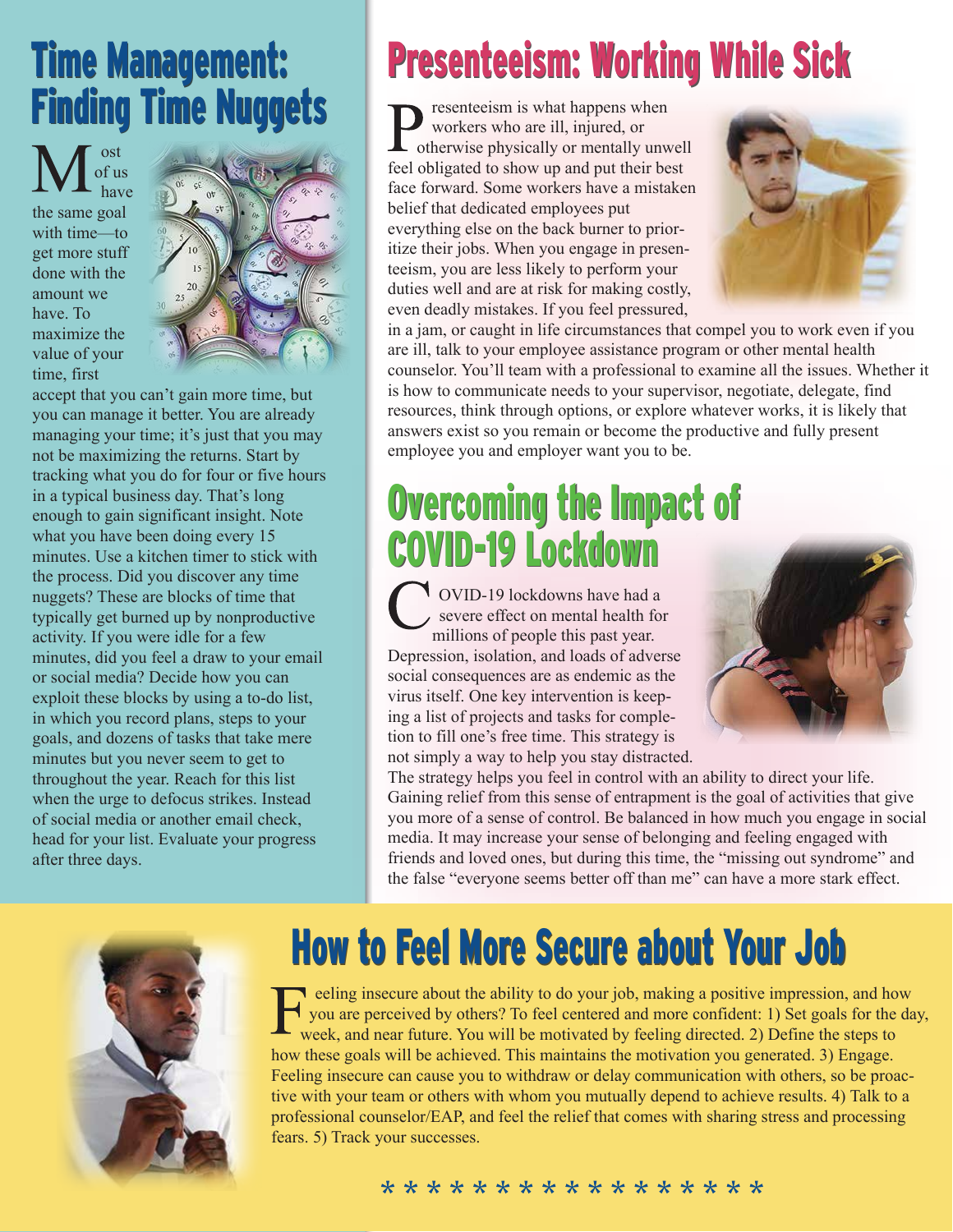## Time Management: Finding Time Nuggets

Most of us have the same goal with time—to get more stuff done with the amount we have. To maximize the value of your time, first accept that you can't gain more time, but you can manage it better. You are already managing your time; it's just that you may not be maximizing the returns. Start by tracking what you do for four or five hours in a typical business day. That's long enough to gain significant insight. Note what you have been doing every 15 minutes. Use a kitchen timer to stick with the process. Did you discover any time nuggets? These are blocks of time that typically get burned up by nonproductive activity. If you were idle for a few minutes, did you feel a draw to your email or social media? Decide how you can exploit these blocks by using a to-do list, in which you record plans, steps to your goals, and dozens of tasks that take mere minutes but you never seem to get to throughout the year. Reach for this list when the urge to defocus strikes. Instead of social media or another email check, head for your list. Evaluate your progress after three days.

## Presenteeism: Working While Sick

Presenteeism is what happens when workers who are ill, injured, or otherwise physically or mentally unwell feel obligated to show up and put their best face forward. Some workers have a mistaken belief that dedicated employees put everything else on the back burner to prioritize their jobs. When you engage in presenteeism, you are less likely to perform your duties well and are at risk for making costly, even deadly mistakes. If you feel pressured, in a jam, or caught in life circumstances that compel you to work even if you are ill, talk to your employee assistance program or other mental health counselor. You'll team with a professional to examine all the issues. Whether it is how to communicate needs to your supervisor, negotiate, delegate, find resources, think through options, or explore whatever works, it is likely that answers exist so you remain or become the productive and fully present employee you and employer want you to be.

## Overcoming the Impact of COVID-19 Lockdown

COVID-19 lockdowns have had a severe effect on mental health for millions of people this past year. Depression, isolation, and loads of adverse social consequences are as endemic as the virus itself. One key intervention is keeping a list of projects and tasks for completion to fill one's free time. This strategy is not simply a way to help you stay distracted. The strategy helps you feel in control with an ability to direct your life. Gaining relief from this sense of entrapment is the goal of activities that give you more of a sense of control. Be balanced in how much you engage in social media. It may increase your sense of belonging and feeling engaged with friends and loved ones, but during this time, the "missing out syndrome" and the false "everyone seems better off than me" can have a more stark effect.

## How to Feel More Secure about Your Job

Feeling insecure about the ability to do your job, making a positive impression, and how you are perceived by others? To feel centered and more confident: 1) Set goals for the day, week, and near future. You will be motivated by feeling directed. 2) Define the steps to how these goals will be achieved. This maintains the motivation you generated. 3) Engage. Feeling insecure can cause you to withdraw or delay communication with others, so be proactive with your team or others with whom you mutually depend to achieve results. 4) Talk to a professional counselor/EAP, and feel the relief that comes with sharing stress and processing fears. 5) Track your successes.

* * * * * * * * * * * * * * * * * *